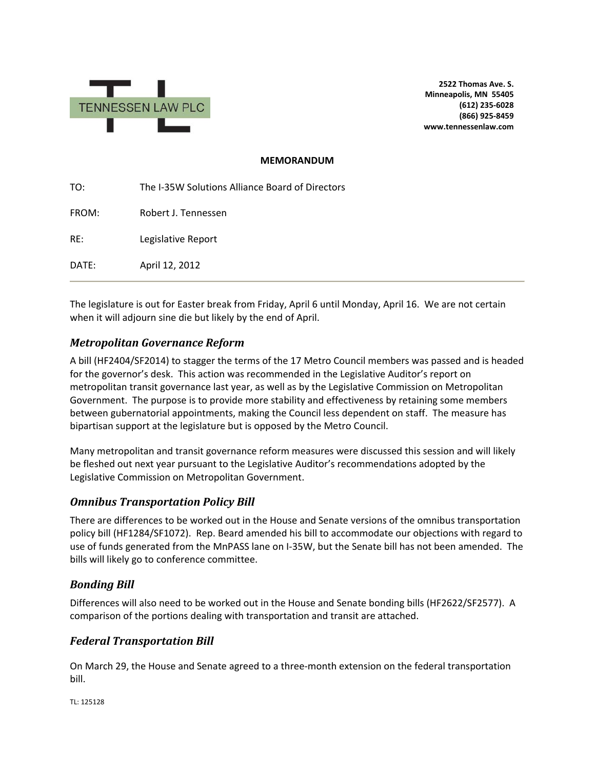TENNESSEN LAW PLC

**2522 Thomas Ave. S.**
**Minneapolis, MN 55405**
**(612) 235-6028**
**(866) 925-8459**
**www.tennessenlaw.com**

**MEMORANDUM**

TO: The I-35W Solutions Alliance Board of Directors

FROM: Robert J. Tennessen

RE: Legislative Report

DATE: April 12, 2012

---

The legislature is out for Easter break from Friday, April 6 until Monday, April 16. We are not certain when it will adjourn sine die but likely by the end of April.

## *Metropolitan Governance Reform*

A bill (HF2404/SF2014) to stagger the terms of the 17 Metro Council members was passed and is headed for the governor's desk. This action was recommended in the Legislative Auditor's report on metropolitan transit governance last year, as well as by the Legislative Commission on Metropolitan Government. The purpose is to provide more stability and effectiveness by retaining some members between gubernatorial appointments, making the Council less dependent on staff. The measure has bipartisan support at the legislature but is opposed by the Metro Council.

Many metropolitan and transit governance reform measures were discussed this session and will likely be fleshed out next year pursuant to the Legislative Auditor's recommendations adopted by the Legislative Commission on Metropolitan Government.

## *Omnibus Transportation Policy Bill*

There are differences to be worked out in the House and Senate versions of the omnibus transportation policy bill (HF1284/SF1072). Rep. Beard amended his bill to accommodate our objections with regard to use of funds generated from the MnPASS lane on I-35W, but the Senate bill has not been amended. The bills will likely go to conference committee.

## *Bonding Bill*

Differences will also need to be worked out in the House and Senate bonding bills (HF2622/SF2577). A comparison of the portions dealing with transportation and transit are attached.

## *Federal Transportation Bill*

On March 29, the House and Senate agreed to a three-month extension on the federal transportation bill.

TL: 125128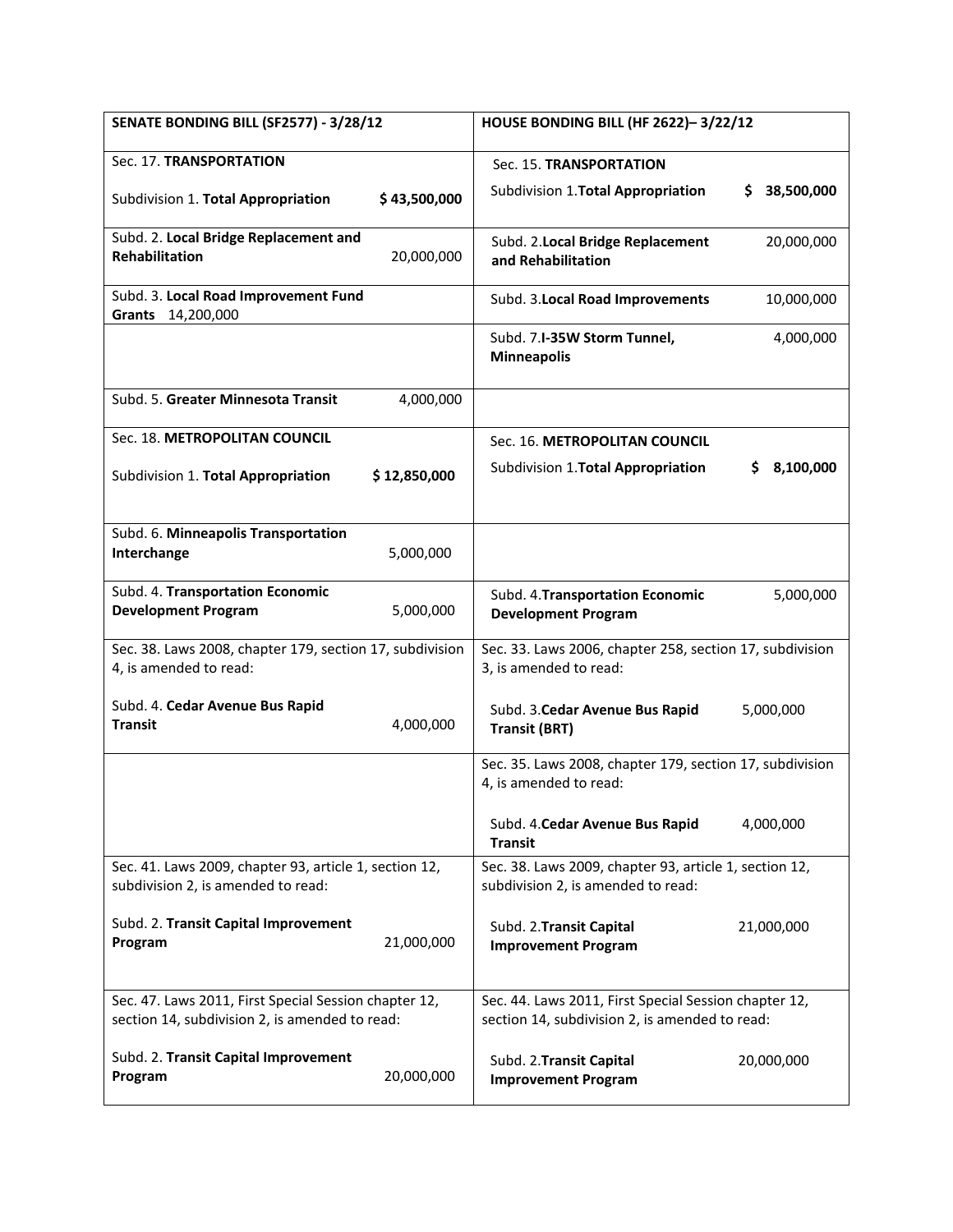| SENATE BONDING BILL (SF2577) - 3/28/12 | HOUSE BONDING BILL (HF 2622)– 3/22/12 |
| --- | --- |
| Sec. 17. **TRANSPORTATION**<br><br>Subdivision 1. **Total Appropriation** **$ 43,500,000** | Sec. 15. **TRANSPORTATION**<br><br>Subdivision 1.**Total Appropriation** **$ 38,500,000** |
| Subd. 2. **Local Bridge Replacement and Rehabilitation** 20,000,000 | Subd. 2.**Local Bridge Replacement and Rehabilitation** 20,000,000 |
| Subd. 3. **Local Road Improvement Fund Grants** 14,200,000 | Subd. 3.**Local Road Improvements** 10,000,000 |
| | Subd. 7.**I-35W Storm Tunnel, Minneapolis** 4,000,000 |
| Subd. 5. **Greater Minnesota Transit** 4,000,000 | |
| Sec. 18. **METROPOLITAN COUNCIL**<br><br>Subdivision 1. **Total Appropriation** **$ 12,850,000** | Sec. 16. **METROPOLITAN COUNCIL**<br><br>Subdivision 1.**Total Appropriation** **$ 8,100,000** |
| Subd. 6. **Minneapolis Transportation Interchange** 5,000,000 | |
| Subd. 4. **Transportation Economic Development Program** 5,000,000 | Subd. 4.**Transportation Economic Development Program** 5,000,000 |
| Sec. 38. Laws 2008, chapter 179, section 17, subdivision 4, is amended to read:<br><br>Subd. 4. **Cedar Avenue Bus Rapid Transit** 4,000,000 | Sec. 33. Laws 2006, chapter 258, section 17, subdivision 3, is amended to read:<br><br>Subd. 3.**Cedar Avenue Bus Rapid Transit (BRT)** 5,000,000 |
| | Sec. 35. Laws 2008, chapter 179, section 17, subdivision 4, is amended to read:<br><br>Subd. 4.**Cedar Avenue Bus Rapid Transit** 4,000,000 |
| Sec. 41. Laws 2009, chapter 93, article 1, section 12, subdivision 2, is amended to read:<br><br>Subd. 2. **Transit Capital Improvement Program** 21,000,000 | Sec. 38. Laws 2009, chapter 93, article 1, section 12, subdivision 2, is amended to read:<br><br>Subd. 2.**Transit Capital Improvement Program** 21,000,000 |
| Sec. 47. Laws 2011, First Special Session chapter 12, section 14, subdivision 2, is amended to read:<br><br>Subd. 2. **Transit Capital Improvement Program** 20,000,000 | Sec. 44. Laws 2011, First Special Session chapter 12, section 14, subdivision 2, is amended to read:<br><br>Subd. 2.**Transit Capital Improvement Program** 20,000,000 |